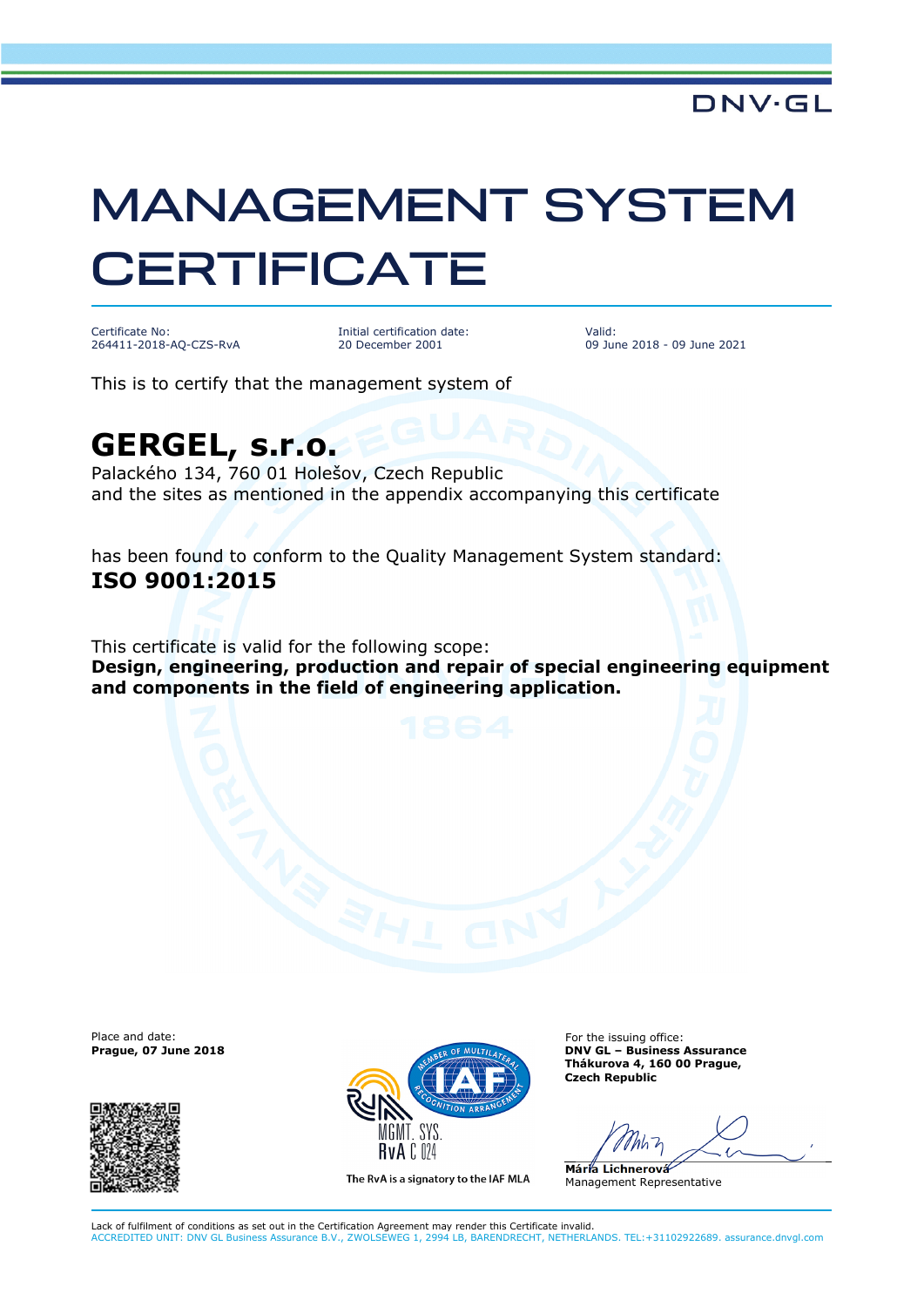DNV·GL

# MANAGEMENT SYSTEM CERTIFICATE

Certificate No:
264411-2018-AQ-CZS-RvA

Initial certification date:
20 December 2001

Valid:
09 June 2018 - 09 June 2021

This is to certify that the management system of

## GERGEL, s.r.o.

Palackého 134, 760 01 Holešov, Czech Republic
and the sites as mentioned in the appendix accompanying this certificate

has been found to conform to the Quality Management System standard:
**ISO 9001:2015**

This certificate is valid for the following scope:
**Design, engineering, production and repair of special engineering equipment and components in the field of engineering application.**

Place and date:
**Prague, 07 June 2018**

MGMT. SYS.
RvA C 024

The RvA is a signatory to the IAF MLA

For the issuing office:
**DNV GL – Business Assurance**
**Thákurova 4, 160 00 Prague,**
**Czech Republic**

**Mária Lichnerová**
Management Representative

Lack of fulfilment of conditions as set out in the Certification Agreement may render this Certificate invalid.
ACCREDITED UNIT: DNV GL Business Assurance B.V., ZWOLSEWEG 1, 2994 LB, BARENDRECHT, NETHERLANDS. TEL:+31102922689. assurance.dnvgl.com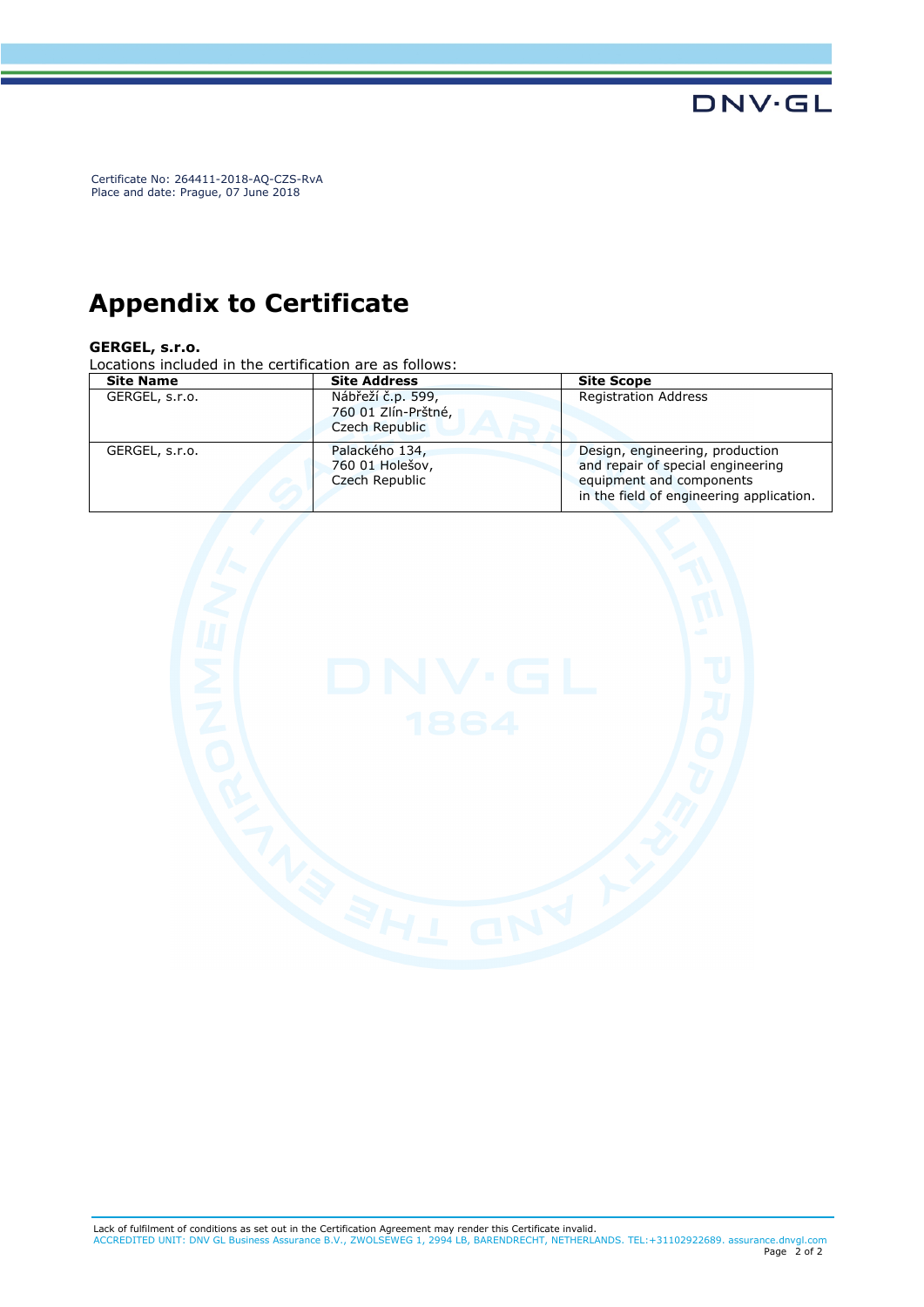Certificate No: 264411-2018-AQ-CZS-RvA
Place and date: Prague, 07 June 2018

# Appendix to Certificate

**GERGEL, s.r.o.**

Locations included in the certification are as follows:

| Site Name | Site Address | Site Scope |
|---|---|---|
| GERGEL, s.r.o. | Nábřeží č.p. 599, 760 01 Zlín-Prštné, Czech Republic | Registration Address |
| GERGEL, s.r.o. | Palackého 134, 760 01 Holešov, Czech Republic | Design, engineering, production and repair of special engineering equipment and components in the field of engineering application. |

Lack of fulfilment of conditions as set out in the Certification Agreement may render this Certificate invalid.
ACCREDITED UNIT: DNV GL Business Assurance B.V., ZWOLSEWEG 1, 2994 LB, BARENDRECHT, NETHERLANDS. TEL:+31102922689. assurance.dnvgl.com